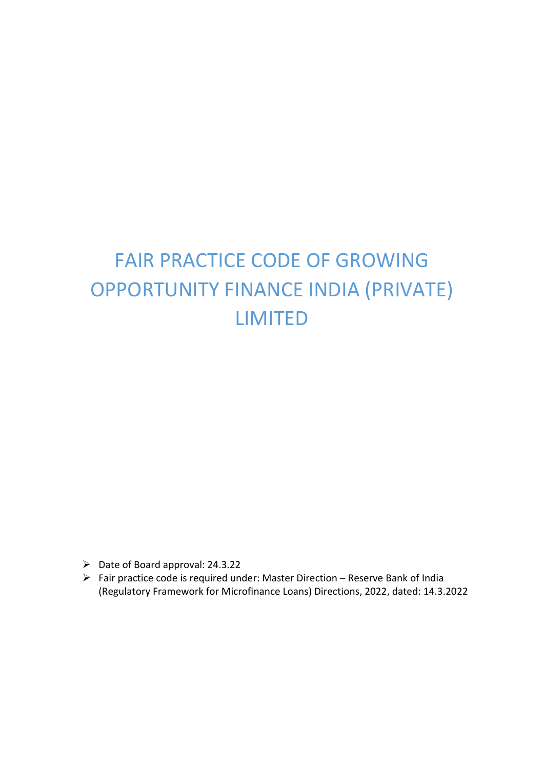# FAIR PRACTICE CODE OF GROWING OPPORTUNITY FINANCE INDIA (PRIVATE) LIMITED

- Date of Board approval: 24.3.22
- Fair practice code is required under: Master Direction – Reserve Bank of India (Regulatory Framework for Microfinance Loans) Directions, 2022, dated: 14.3.2022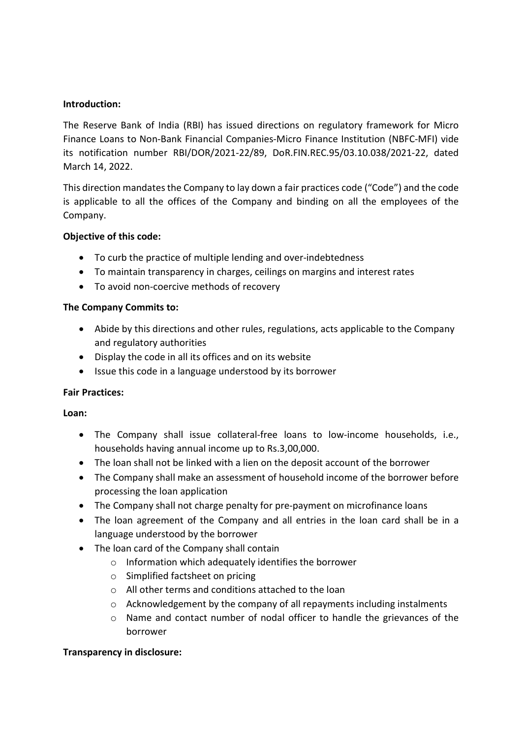**Introduction:**

The Reserve Bank of India (RBI) has issued directions on regulatory framework for Micro Finance Loans to Non-Bank Financial Companies-Micro Finance Institution (NBFC-MFI) vide its notification number RBI/DOR/2021-22/89, DoR.FIN.REC.95/03.10.038/2021-22, dated March 14, 2022.

This direction mandates the Company to lay down a fair practices code ("Code") and the code is applicable to all the offices of the Company and binding on all the employees of the Company.

**Objective of this code:**

- To curb the practice of multiple lending and over-indebtedness
- To maintain transparency in charges, ceilings on margins and interest rates
- To avoid non-coercive methods of recovery

**The Company Commits to:**

- Abide by this directions and other rules, regulations, acts applicable to the Company and regulatory authorities
- Display the code in all its offices and on its website
- Issue this code in a language understood by its borrower

**Fair Practices:**

**Loan:**

- The Company shall issue collateral-free loans to low-income households, i.e., households having annual income up to Rs.3,00,000.
- The loan shall not be linked with a lien on the deposit account of the borrower
- The Company shall make an assessment of household income of the borrower before processing the loan application
- The Company shall not charge penalty for pre-payment on microfinance loans
- The loan agreement of the Company and all entries in the loan card shall be in a language understood by the borrower
- The loan card of the Company shall contain
  - Information which adequately identifies the borrower
  - Simplified factsheet on pricing
  - All other terms and conditions attached to the loan
  - Acknowledgement by the company of all repayments including instalments
  - Name and contact number of nodal officer to handle the grievances of the borrower

**Transparency in disclosure:**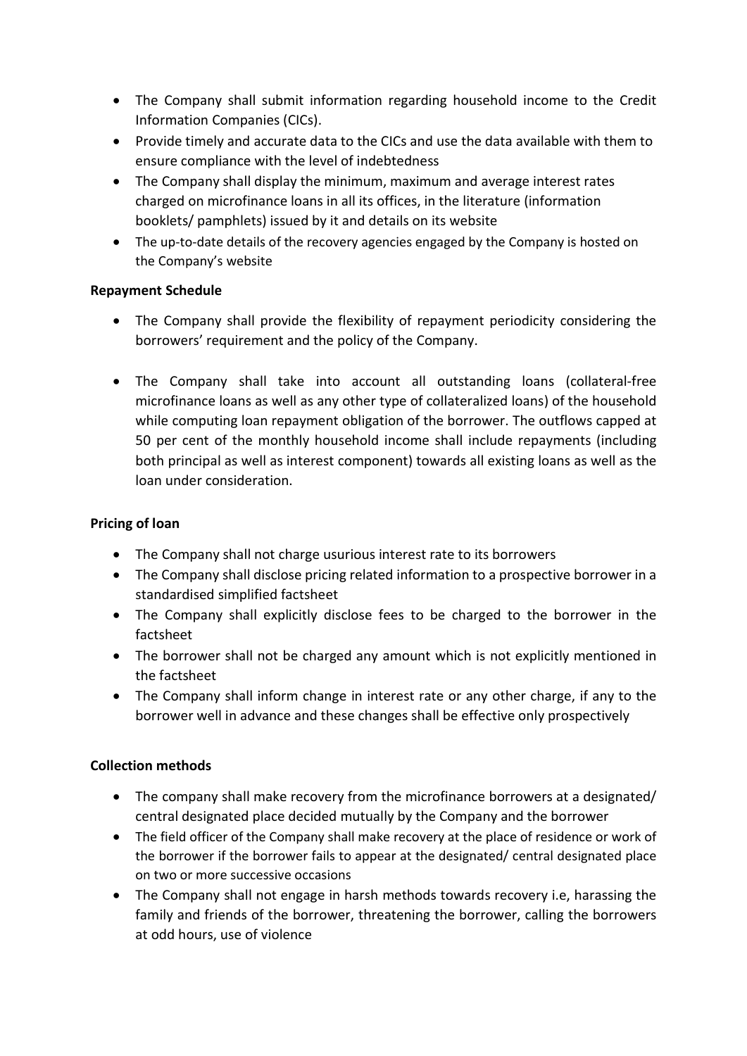- The Company shall submit information regarding household income to the Credit Information Companies (CICs).
- Provide timely and accurate data to the CICs and use the data available with them to ensure compliance with the level of indebtedness
- The Company shall display the minimum, maximum and average interest rates charged on microfinance loans in all its offices, in the literature (information booklets/ pamphlets) issued by it and details on its website
- The up-to-date details of the recovery agencies engaged by the Company is hosted on the Company's website

**Repayment Schedule**

- The Company shall provide the flexibility of repayment periodicity considering the borrowers' requirement and the policy of the Company.

- The Company shall take into account all outstanding loans (collateral-free microfinance loans as well as any other type of collateralized loans) of the household while computing loan repayment obligation of the borrower. The outflows capped at 50 per cent of the monthly household income shall include repayments (including both principal as well as interest component) towards all existing loans as well as the loan under consideration.

**Pricing of loan**

- The Company shall not charge usurious interest rate to its borrowers
- The Company shall disclose pricing related information to a prospective borrower in a standardised simplified factsheet
- The Company shall explicitly disclose fees to be charged to the borrower in the factsheet
- The borrower shall not be charged any amount which is not explicitly mentioned in the factsheet
- The Company shall inform change in interest rate or any other charge, if any to the borrower well in advance and these changes shall be effective only prospectively

**Collection methods**

- The company shall make recovery from the microfinance borrowers at a designated/ central designated place decided mutually by the Company and the borrower
- The field officer of the Company shall make recovery at the place of residence or work of the borrower if the borrower fails to appear at the designated/ central designated place on two or more successive occasions
- The Company shall not engage in harsh methods towards recovery i.e, harassing the family and friends of the borrower, threatening the borrower, calling the borrowers at odd hours, use of violence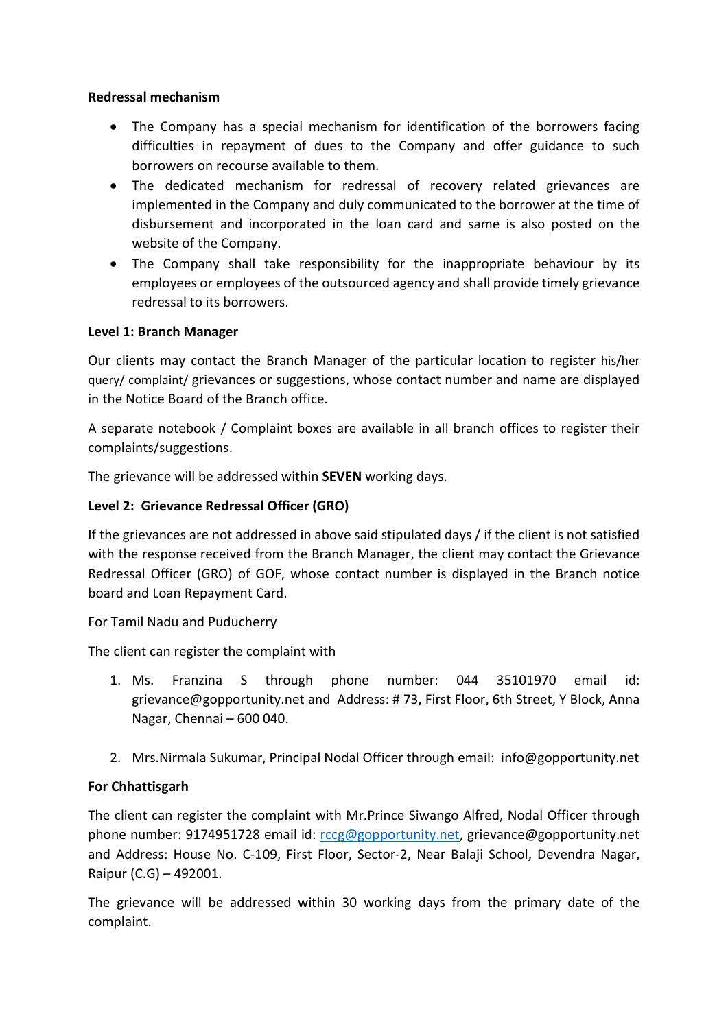**Redressal mechanism**

- The Company has a special mechanism for identification of the borrowers facing difficulties in repayment of dues to the Company and offer guidance to such borrowers on recourse available to them.
- The dedicated mechanism for redressal of recovery related grievances are implemented in the Company and duly communicated to the borrower at the time of disbursement and incorporated in the loan card and same is also posted on the website of the Company.
- The Company shall take responsibility for the inappropriate behaviour by its employees or employees of the outsourced agency and shall provide timely grievance redressal to its borrowers.

**Level 1: Branch Manager**

Our clients may contact the Branch Manager of the particular location to register his/her query/ complaint/ grievances or suggestions, whose contact number and name are displayed in the Notice Board of the Branch office.

A separate notebook / Complaint boxes are available in all branch offices to register their complaints/suggestions.

The grievance will be addressed within **SEVEN** working days.

**Level 2: Grievance Redressal Officer (GRO)**

If the grievances are not addressed in above said stipulated days / if the client is not satisfied with the response received from the Branch Manager, the client may contact the Grievance Redressal Officer (GRO) of GOF, whose contact number is displayed in the Branch notice board and Loan Repayment Card.

For Tamil Nadu and Puducherry

The client can register the complaint with

1. Ms. Franzina S through phone number: 044 35101970 email id: grievance@gopportunity.net and Address: # 73, First Floor, 6th Street, Y Block, Anna Nagar, Chennai – 600 040.

2. Mrs.Nirmala Sukumar, Principal Nodal Officer through email: info@gopportunity.net

**For Chhattisgarh**

The client can register the complaint with Mr.Prince Siwango Alfred, Nodal Officer through phone number: 9174951728 email id: rccg@gopportunity.net, grievance@gopportunity.net and Address: House No. C-109, First Floor, Sector-2, Near Balaji School, Devendra Nagar, Raipur (C.G) – 492001.

The grievance will be addressed within 30 working days from the primary date of the complaint.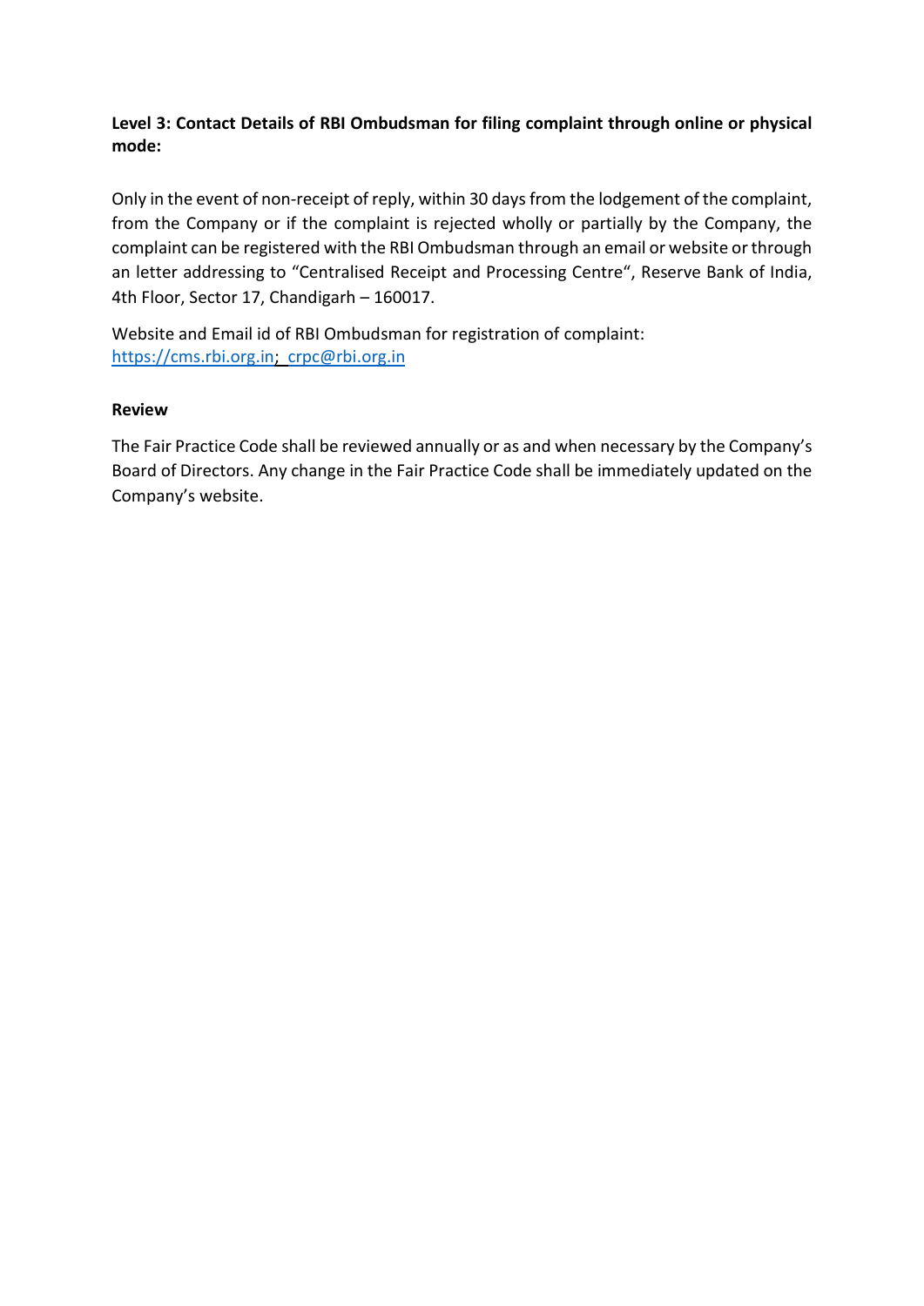**Level 3: Contact Details of RBI Ombudsman for filing complaint through online or physical mode:**

Only in the event of non-receipt of reply, within 30 days from the lodgement of the complaint, from the Company or if the complaint is rejected wholly or partially by the Company, the complaint can be registered with the RBI Ombudsman through an email or website or through an letter addressing to "Centralised Receipt and Processing Centre", Reserve Bank of India, 4th Floor, Sector 17, Chandigarh – 160017.

Website and Email id of RBI Ombudsman for registration of complaint:
[https://cms.rbi.org.in](https://cms.rbi.org.in); [crpc@rbi.org.in](mailto:crpc@rbi.org.in)

**Review**

The Fair Practice Code shall be reviewed annually or as and when necessary by the Company's Board of Directors. Any change in the Fair Practice Code shall be immediately updated on the Company's website.